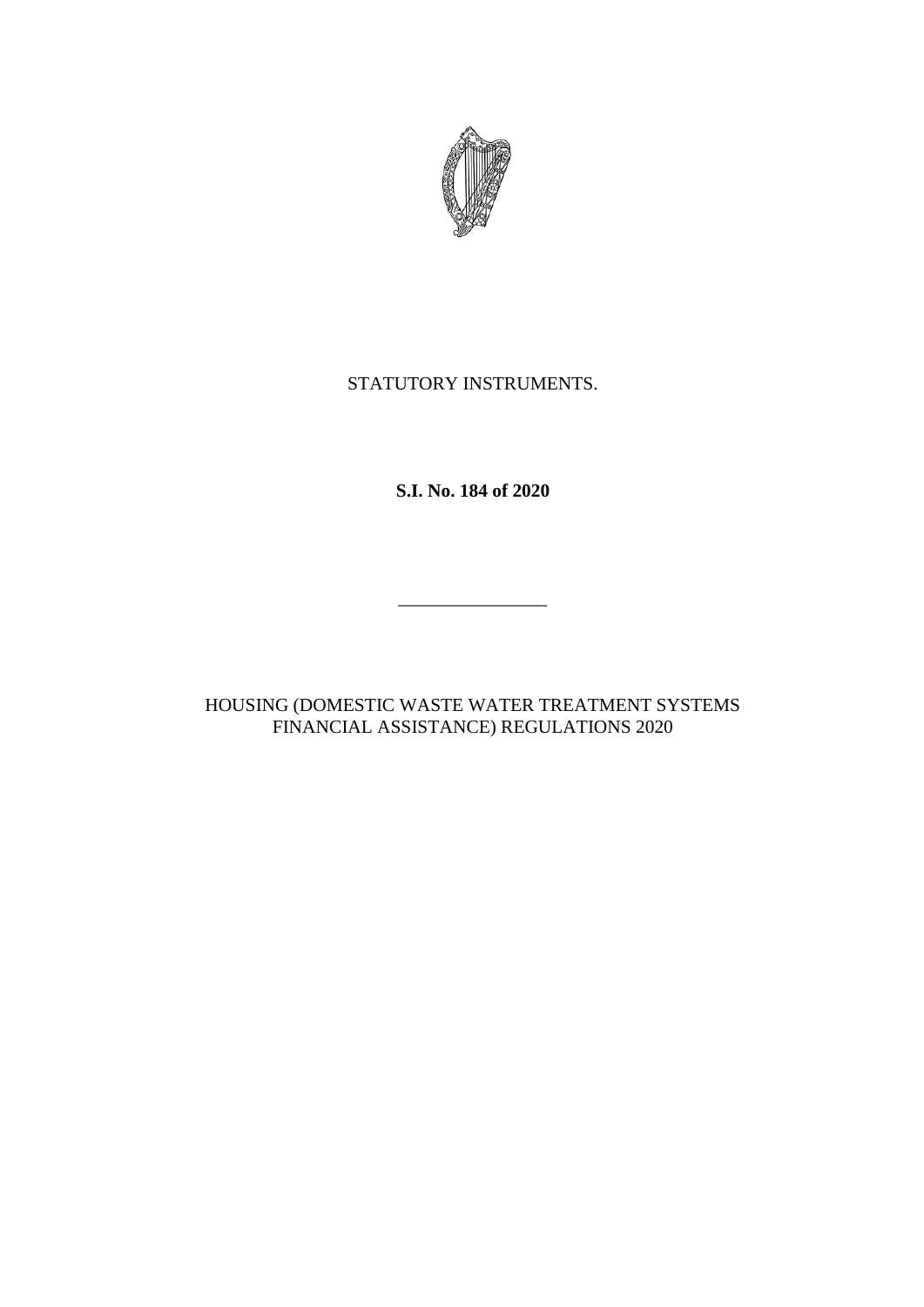STATUTORY INSTRUMENTS.

**S.I. No. 184 of 2020**

---

HOUSING (DOMESTIC WASTE WATER TREATMENT SYSTEMS FINANCIAL ASSISTANCE) REGULATIONS 2020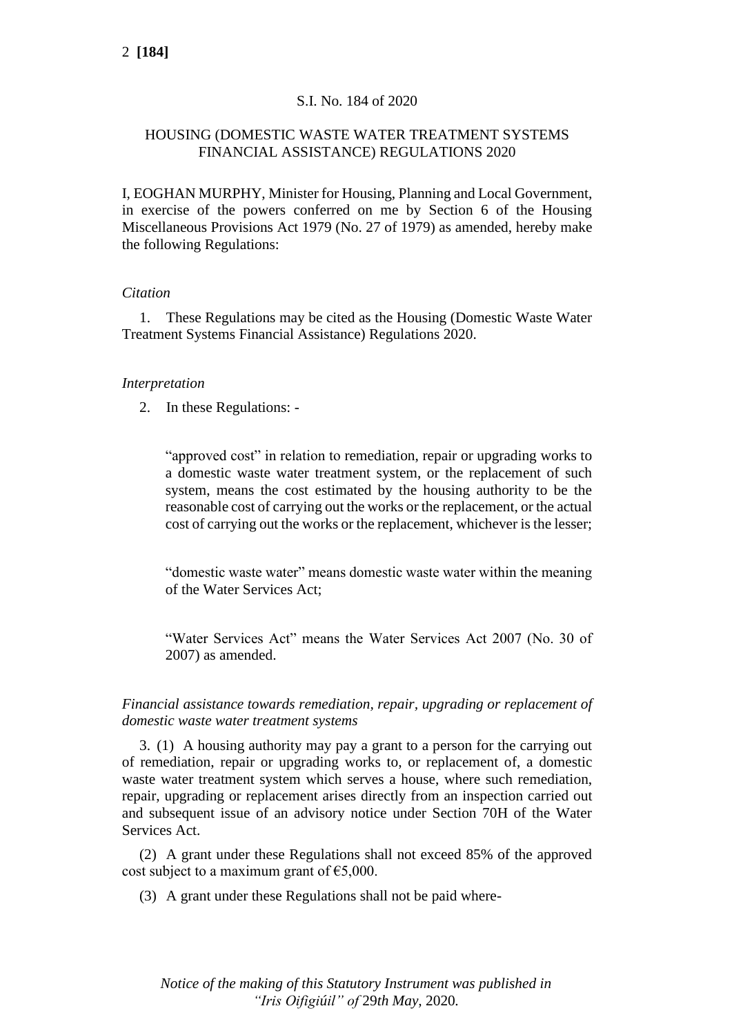S.I. No. 184 of 2020

HOUSING (DOMESTIC WASTE WATER TREATMENT SYSTEMS FINANCIAL ASSISTANCE) REGULATIONS 2020

I, EOGHAN MURPHY, Minister for Housing, Planning and Local Government, in exercise of the powers conferred on me by Section 6 of the Housing Miscellaneous Provisions Act 1979 (No. 27 of 1979) as amended, hereby make the following Regulations:

*Citation*

1. These Regulations may be cited as the Housing (Domestic Waste Water Treatment Systems Financial Assistance) Regulations 2020.

*Interpretation*

2. In these Regulations: -

> "approved cost" in relation to remediation, repair or upgrading works to a domestic waste water treatment system, or the replacement of such system, means the cost estimated by the housing authority to be the reasonable cost of carrying out the works or the replacement, or the actual cost of carrying out the works or the replacement, whichever is the lesser;
>
> "domestic waste water" means domestic waste water within the meaning of the Water Services Act;
>
> "Water Services Act" means the Water Services Act 2007 (No. 30 of 2007) as amended.

*Financial assistance towards remediation, repair, upgrading or replacement of domestic waste water treatment systems*

3. (1) A housing authority may pay a grant to a person for the carrying out of remediation, repair or upgrading works to, or replacement of, a domestic waste water treatment system which serves a house, where such remediation, repair, upgrading or replacement arises directly from an inspection carried out and subsequent issue of an advisory notice under Section 70H of the Water Services Act.

(2) A grant under these Regulations shall not exceed 85% of the approved cost subject to a maximum grant of €5,000.

(3) A grant under these Regulations shall not be paid where-

*Notice of the making of this Statutory Instrument was published in "Iris Oifigiúil" of 29th May, 2020.*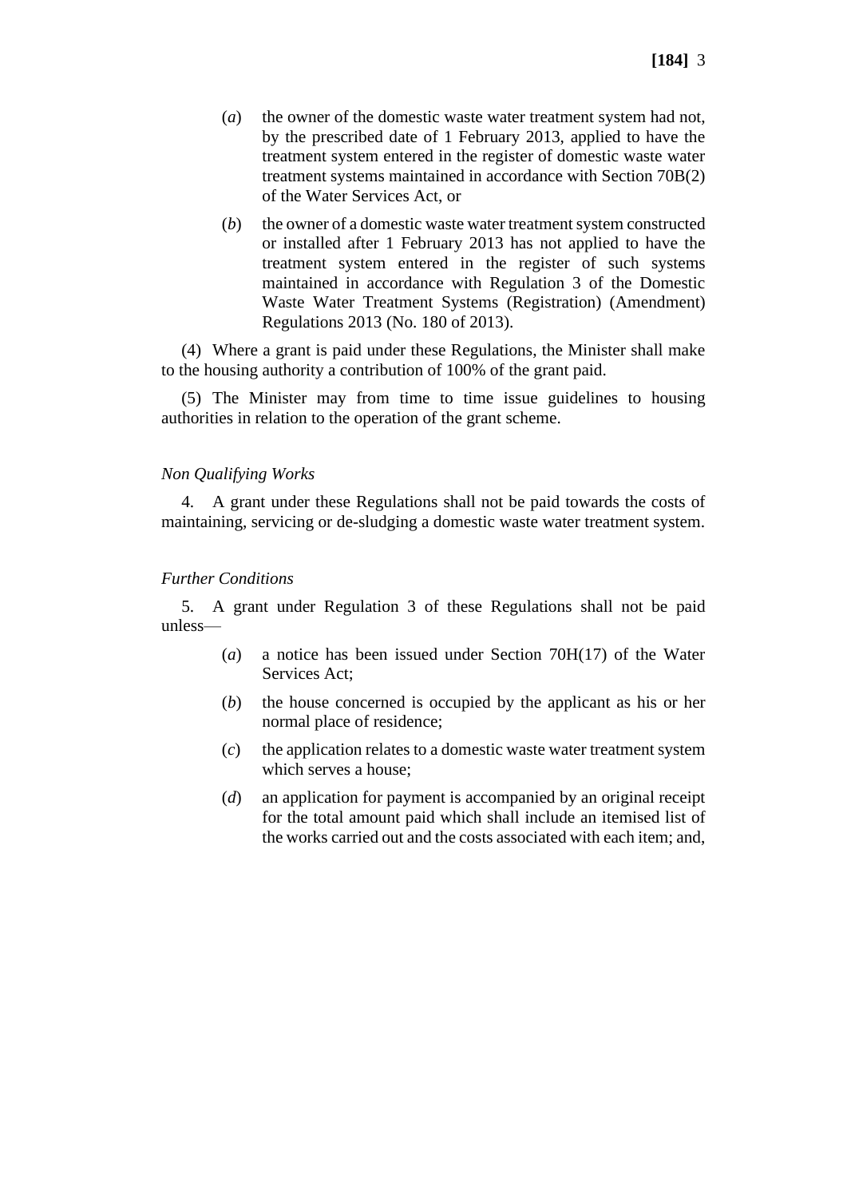(*a*) the owner of the domestic waste water treatment system had not, by the prescribed date of 1 February 2013, applied to have the treatment system entered in the register of domestic waste water treatment systems maintained in accordance with Section 70B(2) of the Water Services Act, or

(*b*) the owner of a domestic waste water treatment system constructed or installed after 1 February 2013 has not applied to have the treatment system entered in the register of such systems maintained in accordance with Regulation 3 of the Domestic Waste Water Treatment Systems (Registration) (Amendment) Regulations 2013 (No. 180 of 2013).

(4) Where a grant is paid under these Regulations, the Minister shall make to the housing authority a contribution of 100% of the grant paid.

(5) The Minister may from time to time issue guidelines to housing authorities in relation to the operation of the grant scheme.

*Non Qualifying Works*

4. A grant under these Regulations shall not be paid towards the costs of maintaining, servicing or de-sludging a domestic waste water treatment system.

*Further Conditions*

5. A grant under Regulation 3 of these Regulations shall not be paid unless—

(*a*) a notice has been issued under Section 70H(17) of the Water Services Act;

(*b*) the house concerned is occupied by the applicant as his or her normal place of residence;

(*c*) the application relates to a domestic waste water treatment system which serves a house;

(*d*) an application for payment is accompanied by an original receipt for the total amount paid which shall include an itemised list of the works carried out and the costs associated with each item; and,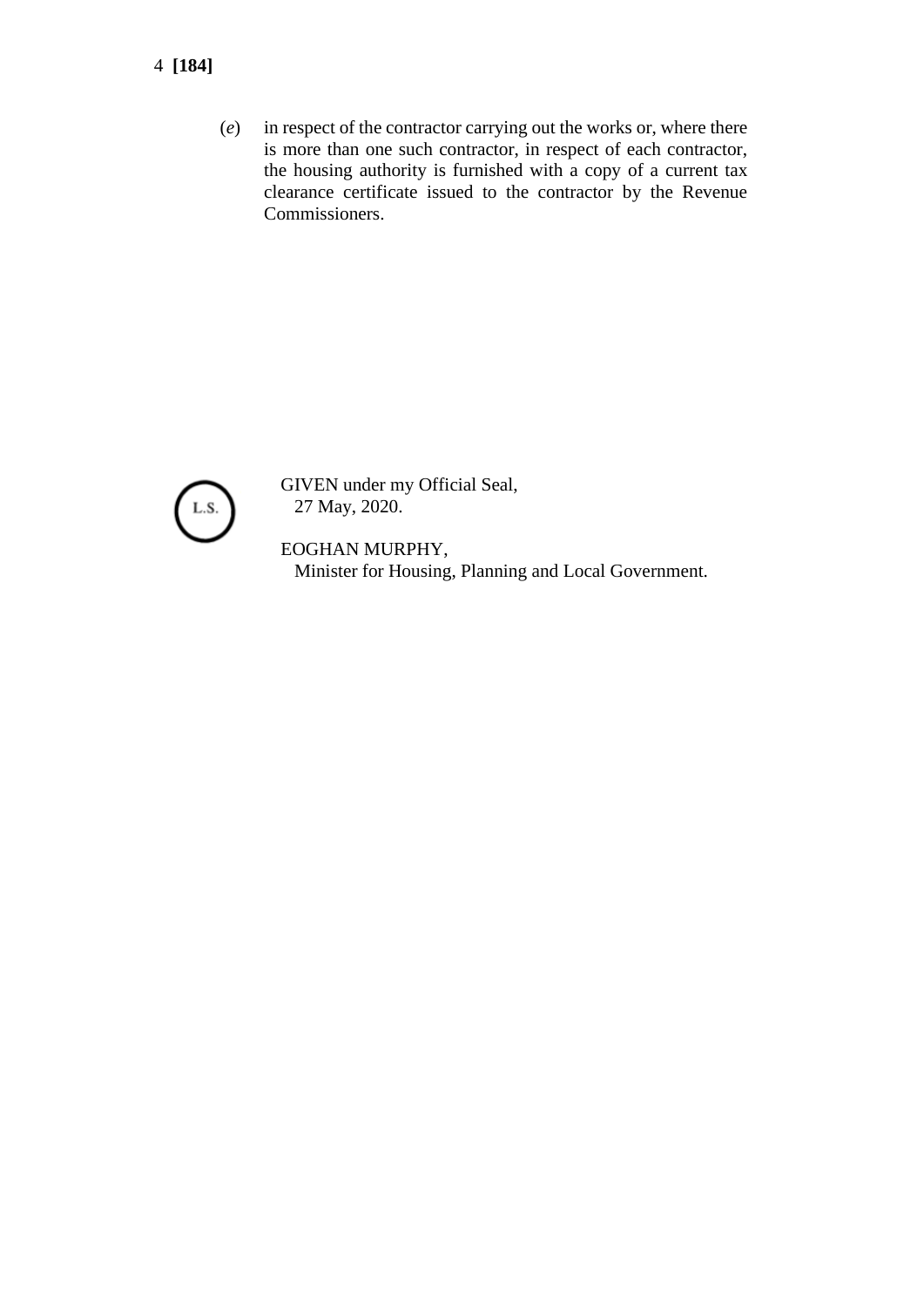(*e*) in respect of the contractor carrying out the works or, where there is more than one such contractor, in respect of each contractor, the housing authority is furnished with a copy of a current tax clearance certificate issued to the contractor by the Revenue Commissioners.

L.S.

GIVEN under my Official Seal,
27 May, 2020.

EOGHAN MURPHY,
Minister for Housing, Planning and Local Government.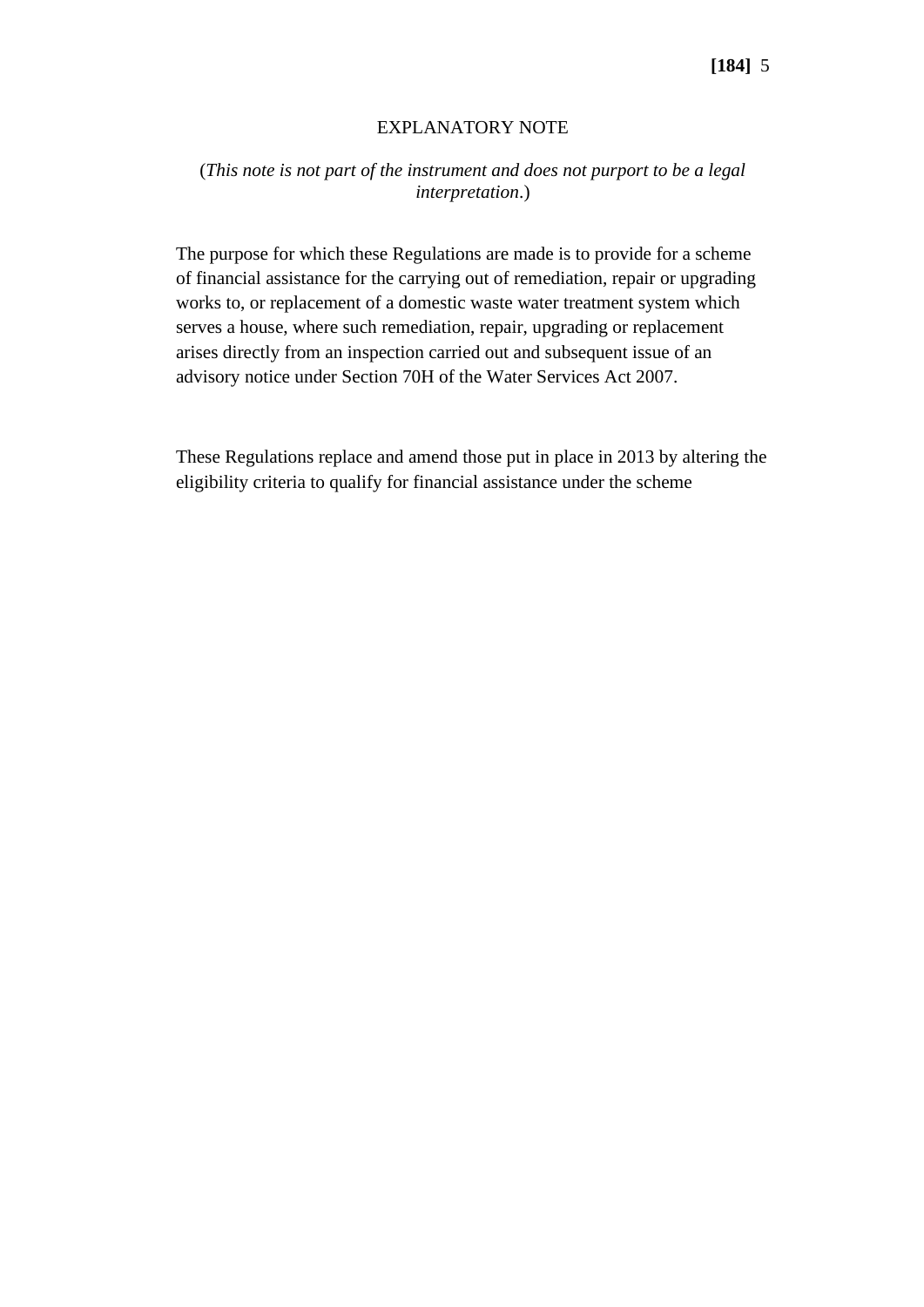## EXPLANATORY NOTE

(*This note is not part of the instrument and does not purport to be a legal interpretation*.)

The purpose for which these Regulations are made is to provide for a scheme of financial assistance for the carrying out of remediation, repair or upgrading works to, or replacement of a domestic waste water treatment system which serves a house, where such remediation, repair, upgrading or replacement arises directly from an inspection carried out and subsequent issue of an advisory notice under Section 70H of the Water Services Act 2007.

These Regulations replace and amend those put in place in 2013 by altering the eligibility criteria to qualify for financial assistance under the scheme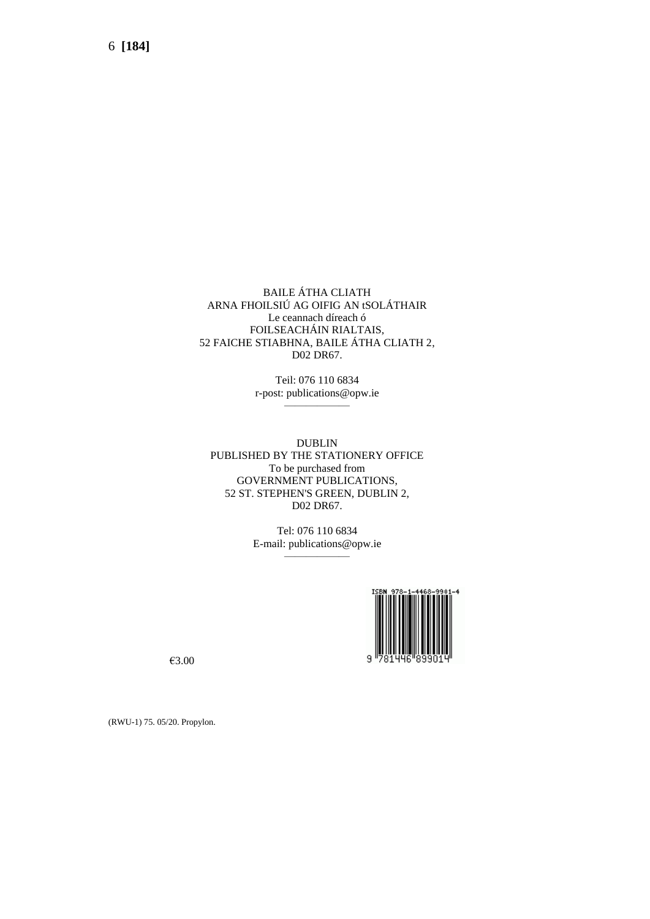BAILE ÁTHA CLIATH
ARNA FHOILSIÚ AG OIFIG AN tSOLÁTHAIR
Le ceannach díreach ó
FOILSEACHÁIN RIALTAIS,
52 FAICHE STIABHNA, BAILE ÁTHA CLIATH 2,
D02 DR67.

Teil: 076 110 6834
r-post: publications@opw.ie

---

DUBLIN
PUBLISHED BY THE STATIONERY OFFICE
To be purchased from
GOVERNMENT PUBLICATIONS,
52 ST. STEPHEN'S GREEN, DUBLIN 2,
D02 DR67.

Tel: 076 110 6834
E-mail: publications@opw.ie

---

ISBN 978-1-4468-9901-4

€3.00

(RWU-1) 75. 05/20. Propylon.